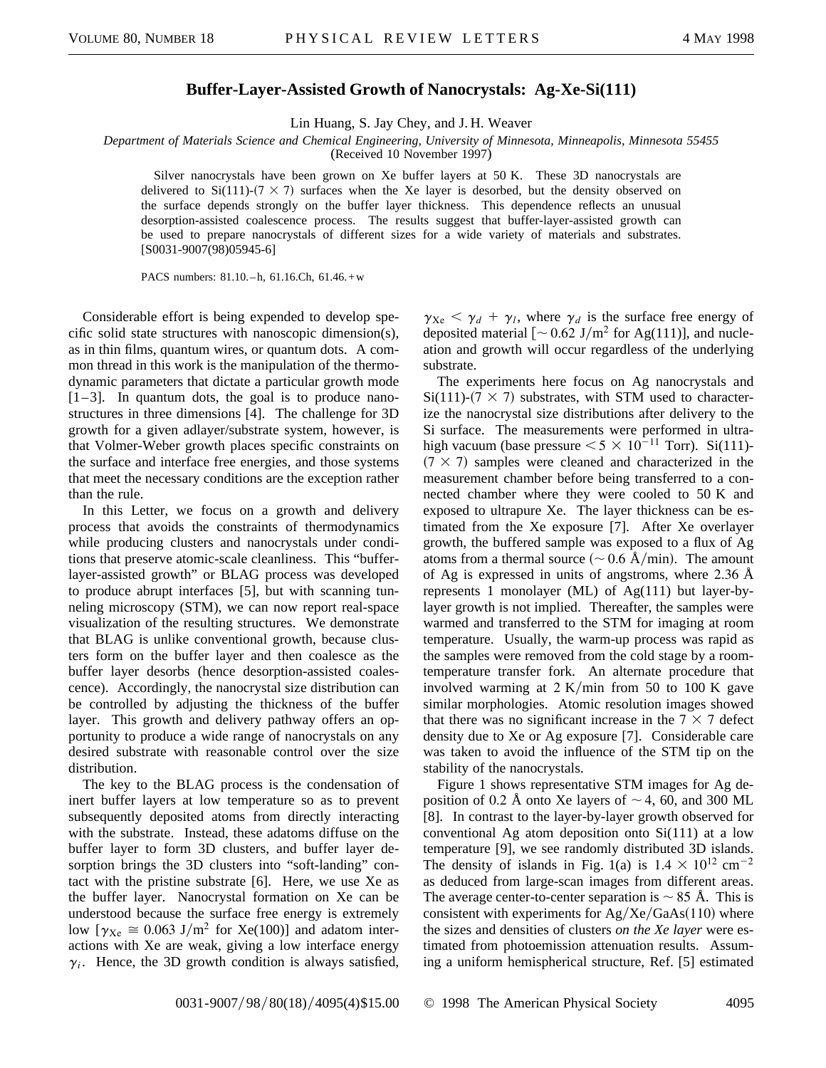# Buffer-Layer-Assisted Growth of Nanocrystals: Ag-Xe-Si(111)

Lin Huang, S. Jay Chey, and J. H. Weaver

*Department of Materials Science and Chemical Engineering, University of Minnesota, Minneapolis, Minnesota 55455*

(Received 10 November 1997)

Silver nanocrystals have been grown on Xe buffer layers at 50 K. These 3D nanocrystals are delivered to Si(111)-$(7 \times 7)$ surfaces when the Xe layer is desorbed, but the density observed on the surface depends strongly on the buffer layer thickness. This dependence reflects an unusual desorption-assisted coalescence process. The results suggest that buffer-layer-assisted growth can be used to prepare nanocrystals of different sizes for a wide variety of materials and substrates. [S0031-9007(98)05945-6]

PACS numbers: 81.10.–h, 61.16.Ch, 61.46.+w

Considerable effort is being expended to develop specific solid state structures with nanoscopic dimension(s), as in thin films, quantum wires, or quantum dots. A common thread in this work is the manipulation of the thermodynamic parameters that dictate a particular growth mode [1–3]. In quantum dots, the goal is to produce nanostructures in three dimensions [4]. The challenge for 3D growth for a given adlayer/substrate system, however, is that Volmer-Weber growth places specific constraints on the surface and interface free energies, and those systems that meet the necessary conditions are the exception rather than the rule.

In this Letter, we focus on a growth and delivery process that avoids the constraints of thermodynamics while producing clusters and nanocrystals under conditions that preserve atomic-scale cleanliness. This "buffer-layer-assisted growth" or BLAG process was developed to produce abrupt interfaces [5], but with scanning tunneling microscopy (STM), we can now report real-space visualization of the resulting structures. We demonstrate that BLAG is unlike conventional growth, because clusters form on the buffer layer and then coalesce as the buffer layer desorbs (hence desorption-assisted coalescence). Accordingly, the nanocrystal size distribution can be controlled by adjusting the thickness of the buffer layer. This growth and delivery pathway offers an opportunity to produce a wide range of nanocrystals on any desired substrate with reasonable control over the size distribution.

The key to the BLAG process is the condensation of inert buffer layers at low temperature so as to prevent subsequently deposited atoms from directly interacting with the substrate. Instead, these adatoms diffuse on the buffer layer to form 3D clusters, and buffer layer desorption brings the 3D clusters into "soft-landing" contact with the pristine substrate [6]. Here, we use Xe as the buffer layer. Nanocrystal formation on Xe can be understood because the surface free energy is extremely low [$\gamma_{\mathrm{Xe}} \cong 0.063\ \mathrm{J/m^2}$ for Xe(100)] and adatom interactions with Xe are weak, giving a low interface energy $\gamma_i$. Hence, the 3D growth condition is always satisfied, $\gamma_{\mathrm{Xe}} < \gamma_d + \gamma_i$, where $\gamma_d$ is the surface free energy of deposited material [$\sim 0.62\ \mathrm{J/m^2}$ for Ag(111)], and nucleation and growth will occur regardless of the underlying substrate.

The experiments here focus on Ag nanocrystals and Si(111)-$(7 \times 7)$ substrates, with STM used to characterize the nanocrystal size distributions after delivery to the Si surface. The measurements were performed in ultrahigh vacuum (base pressure $< 5 \times 10^{-11}$ Torr). Si(111)-$(7 \times 7)$ samples were cleaned and characterized in the measurement chamber before being transferred to a connected chamber where they were cooled to 50 K and exposed to ultrapure Xe. The layer thickness can be estimated from the Xe exposure [7]. After Xe overlayer growth, the buffered sample was exposed to a flux of Ag atoms from a thermal source ($\sim 0.6$ Å/min). The amount of Ag is expressed in units of angstroms, where 2.36 Å represents 1 monolayer (ML) of Ag(111) but layer-by-layer growth is not implied. Thereafter, the samples were warmed and transferred to the STM for imaging at room temperature. Usually, the warm-up process was rapid as the samples were removed from the cold stage by a room-temperature transfer fork. An alternate procedure that involved warming at 2 K/min from 50 to 100 K gave similar morphologies. Atomic resolution images showed that there was no significant increase in the $7 \times 7$ defect density due to Xe or Ag exposure [7]. Considerable care was taken to avoid the influence of the STM tip on the stability of the nanocrystals.

Figure 1 shows representative STM images for Ag deposition of 0.2 Å onto Xe layers of $\sim 4$, 60, and 300 ML [8]. In contrast to the layer-by-layer growth observed for conventional Ag atom deposition onto Si(111) at a low temperature [9], we see randomly distributed 3D islands. The density of islands in Fig. 1(a) is $1.4 \times 10^{12}\ \mathrm{cm^{-2}}$ as deduced from large-scan images from different areas. The average center-to-center separation is $\sim 85$ Å. This is consistent with experiments for Ag/Xe/GaAs(110) where the sizes and densities of clusters *on the Xe layer* were estimated from photoemission attenuation results. Assuming a uniform hemispherical structure, Ref. [5] estimated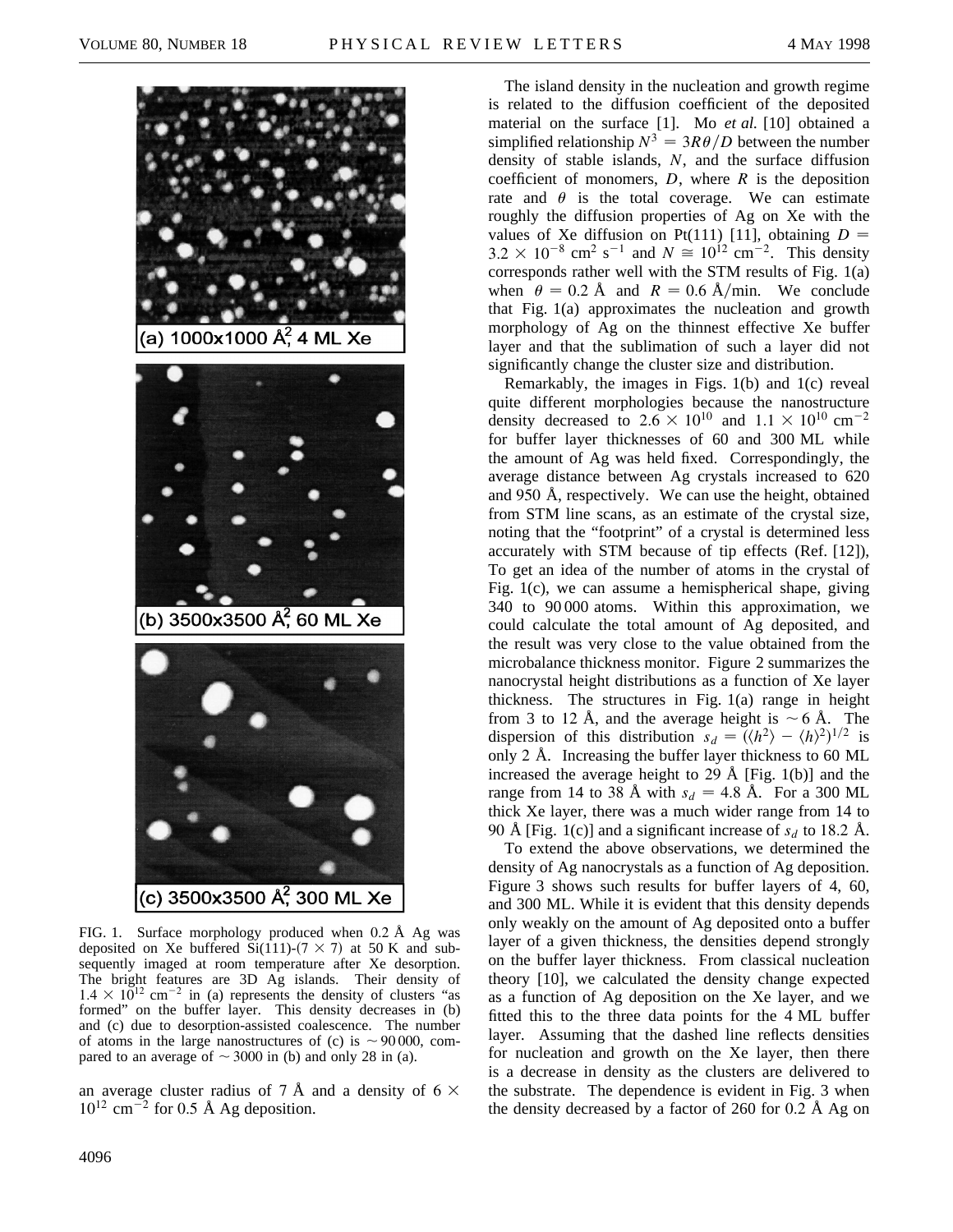(a) 1000x1000 Å$^2$, 4 ML Xe

(b) 3500x3500 Å$^2$, 60 ML Xe

(c) 3500x3500 Å$^2$, 300 ML Xe

FIG. 1. Surface morphology produced when 0.2 Å Ag was deposited on Xe buffered Si(111)-(7 × 7) at 50 K and subsequently imaged at room temperature after Xe desorption. The bright features are 3D Ag islands. Their density of $1.4 \times 10^{12}$ cm$^{-2}$ in (a) represents the density of clusters "as formed" on the buffer layer. This density decreases in (b) and (c) due to desorption-assisted coalescence. The number of atoms in the large nanostructures of (c) is ~90 000, compared to an average of ~3000 in (b) and only 28 in (a).

an average cluster radius of 7 Å and a density of $6 \times 10^{12}$ cm$^{-2}$ for 0.5 Å Ag deposition.

The island density in the nucleation and growth regime is related to the diffusion coefficient of the deposited material on the surface [1]. Mo *et al.* [10] obtained a simplified relationship $N^3 = 3R\theta/D$ between the number density of stable islands, $N$, and the surface diffusion coefficient of monomers, $D$, where $R$ is the deposition rate and $\theta$ is the total coverage. We can estimate roughly the diffusion properties of Ag on Xe with the values of Xe diffusion on Pt(111) [11], obtaining $D = 3.2 \times 10^{-8}$ cm$^2$ s$^{-1}$ and $N \cong 10^{12}$ cm$^{-2}$. This density corresponds rather well with the STM results of Fig. 1(a) when $\theta = 0.2$ Å and $R = 0.6$ Å/min. We conclude that Fig. 1(a) approximates the nucleation and growth morphology of Ag on the thinnest effective Xe buffer layer and that the sublimation of such a layer did not significantly change the cluster size and distribution.

Remarkably, the images in Figs. 1(b) and 1(c) reveal quite different morphologies because the nanostructure density decreased to $2.6 \times 10^{10}$ and $1.1 \times 10^{10}$ cm$^{-2}$ for buffer layer thicknesses of 60 and 300 ML while the amount of Ag was held fixed. Correspondingly, the average distance between Ag crystals increased to 620 and 950 Å, respectively. We can use the height, obtained from STM line scans, as an estimate of the crystal size, noting that the "footprint" of a crystal is determined less accurately with STM because of tip effects (Ref. [12]), To get an idea of the number of atoms in the crystal of Fig. 1(c), we can assume a hemispherical shape, giving 340 to 90 000 atoms. Within this approximation, we could calculate the total amount of Ag deposited, and the result was very close to the value obtained from the microbalance thickness monitor. Figure 2 summarizes the nanocrystal height distributions as a function of Xe layer thickness. The structures in Fig. 1(a) range in height from 3 to 12 Å, and the average height is ~6 Å. The dispersion of this distribution $s_d = (\langle h^2 \rangle - \langle h \rangle^2)^{1/2}$ is only 2 Å. Increasing the buffer layer thickness to 60 ML increased the average height to 29 Å [Fig. 1(b)] and the range from 14 to 38 Å with $s_d = 4.8$ Å. For a 300 ML thick Xe layer, there was a much wider range from 14 to 90 Å [Fig. 1(c)] and a significant increase of $s_d$ to 18.2 Å.

To extend the above observations, we determined the density of Ag nanocrystals as a function of Ag deposition. Figure 3 shows such results for buffer layers of 4, 60, and 300 ML. While it is evident that this density depends only weakly on the amount of Ag deposited onto a buffer layer of a given thickness, the densities depend strongly on the buffer layer thickness. From classical nucleation theory [10], we calculated the density change expected as a function of Ag deposition on the Xe layer, and we fitted this to the three data points for the 4 ML buffer layer. Assuming that the dashed line reflects densities for nucleation and growth on the Xe layer, then there is a decrease in density as the clusters are delivered to the substrate. The dependence is evident in Fig. 3 when the density decreased by a factor of 260 for 0.2 Å Ag on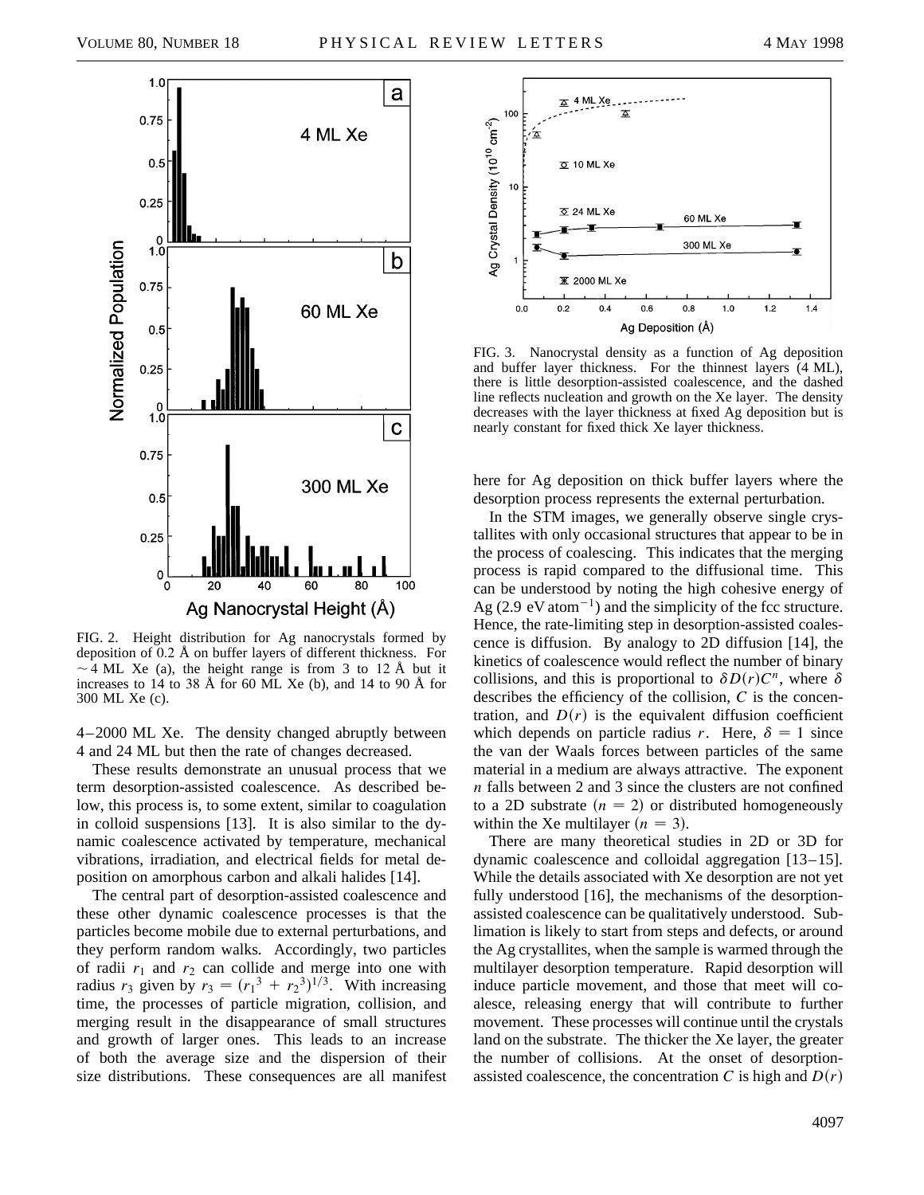FIG. 2. Height distribution for Ag nanocrystals formed by deposition of 0.2 Å on buffer layers of different thickness. For $\sim 4$ ML Xe (a), the height range is from 3 to 12 Å but it increases to 14 to 38 Å for 60 ML Xe (b), and 14 to 90 Å for 300 ML Xe (c).

4–2000 ML Xe. The density changed abruptly between 4 and 24 ML but then the rate of changes decreased.

These results demonstrate an unusual process that we term desorption-assisted coalescence. As described below, this process is, to some extent, similar to coagulation in colloid suspensions [13]. It is also similar to the dynamic coalescence activated by temperature, mechanical vibrations, irradiation, and electrical fields for metal deposition on amorphous carbon and alkali halides [14].

The central part of desorption-assisted coalescence and these other dynamic coalescence processes is that the particles become mobile due to external perturbations, and they perform random walks. Accordingly, two particles of radii $r_1$ and $r_2$ can collide and merge into one with radius $r_3$ given by $r_3 = (r_1^3 + r_2^3)^{1/3}$. With increasing time, the processes of particle migration, collision, and merging result in the disappearance of small structures and growth of larger ones. This leads to an increase of both the average size and the dispersion of their size distributions. These consequences are all manifest here for Ag deposition on thick buffer layers where the desorption process represents the external perturbation.

FIG. 3. Nanocrystal density as a function of Ag deposition and buffer layer thickness. For the thinnest layers (4 ML), there is little desorption-assisted coalescence, and the dashed line reflects nucleation and growth on the Xe layer. The density decreases with the layer thickness at fixed Ag deposition but is nearly constant for fixed thick Xe layer thickness.

In the STM images, we generally observe single crystallites with only occasional structures that appear to be in the process of coalescing. This indicates that the merging process is rapid compared to the diffusional time. This can be understood by noting the high cohesive energy of Ag (2.9 eV atom$^{-1}$) and the simplicity of the fcc structure. Hence, the rate-limiting step in desorption-assisted coalescence is diffusion. By analogy to 2D diffusion [14], the kinetics of coalescence would reflect the number of binary collisions, and this is proportional to $\delta D(r) C^n$, where $\delta$ describes the efficiency of the collision, $C$ is the concentration, and $D(r)$ is the equivalent diffusion coefficient which depends on particle radius $r$. Here, $\delta = 1$ since the van der Waals forces between particles of the same material in a medium are always attractive. The exponent $n$ falls between 2 and 3 since the clusters are not confined to a 2D substrate ($n = 2$) or distributed homogeneously within the Xe multilayer ($n = 3$).

There are many theoretical studies in 2D or 3D for dynamic coalescence and colloidal aggregation [13–15]. While the details associated with Xe desorption are not yet fully understood [16], the mechanisms of the desorption-assisted coalescence can be qualitatively understood. Sublimation is likely to start from steps and defects, or around the Ag crystallites, when the sample is warmed through the multilayer desorption temperature. Rapid desorption will induce particle movement, and those that meet will coalesce, releasing energy that will contribute to further movement. These processes will continue until the crystals land on the substrate. The thicker the Xe layer, the greater the number of collisions. At the onset of desorption-assisted coalescence, the concentration $C$ is high and $D(r)$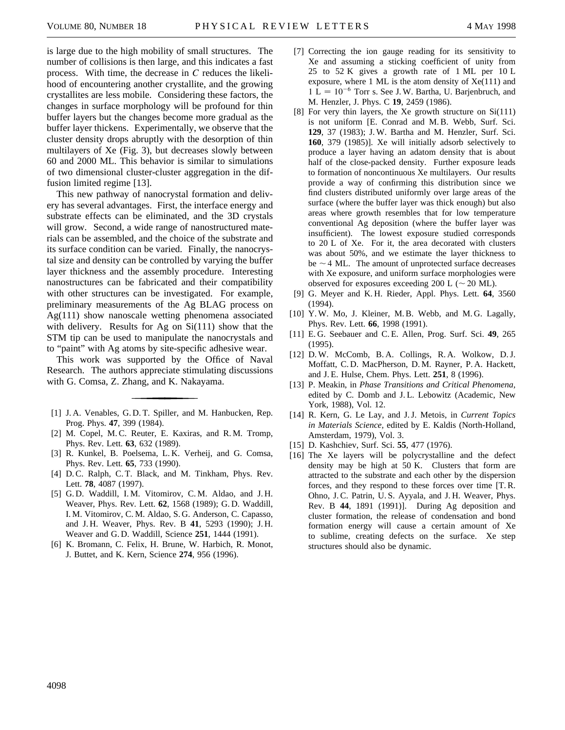is large due to the high mobility of small structures. The number of collisions is then large, and this indicates a fast process. With time, the decrease in $C$ reduces the likelihood of encountering another crystallite, and the growing crystallites are less mobile. Considering these factors, the changes in surface morphology will be profound for thin buffer layers but the changes become more gradual as the buffer layer thickens. Experimentally, we observe that the cluster density drops abruptly with the desorption of thin multilayers of Xe (Fig. 3), but decreases slowly between 60 and 2000 ML. This behavior is similar to simulations of two dimensional cluster-cluster aggregation in the diffusion limited regime [13].

This new pathway of nanocrystal formation and delivery has several advantages. First, the interface energy and substrate effects can be eliminated, and the 3D crystals will grow. Second, a wide range of nanostructured materials can be assembled, and the choice of the substrate and its surface condition can be varied. Finally, the nanocrystal size and density can be controlled by varying the buffer layer thickness and the assembly procedure. Interesting nanostructures can be fabricated and their compatibility with other structures can be investigated. For example, preliminary measurements of the Ag BLAG process on Ag(111) show nanoscale wetting phenomena associated with delivery. Results for Ag on Si(111) show that the STM tip can be used to manipulate the nanocrystals and to "paint" with Ag atoms by site-specific adhesive wear.

This work was supported by the Office of Naval Research. The authors appreciate stimulating discussions with G. Comsa, Z. Zhang, and K. Nakayama.

---

[1] J. A. Venables, G. D. T. Spiller, and M. Hanbucken, Rep. Prog. Phys. **47**, 399 (1984).

[2] M. Copel, M. C. Reuter, E. Kaxiras, and R. M. Tromp, Phys. Rev. Lett. **63**, 632 (1989).

[3] R. Kunkel, B. Poelsema, L. K. Verheij, and G. Comsa, Phys. Rev. Lett. **65**, 733 (1990).

[4] D. C. Ralph, C. T. Black, and M. Tinkham, Phys. Rev. Lett. **78**, 4087 (1997).

[5] G. D. Waddill, I. M. Vitomirov, C. M. Aldao, and J. H. Weaver, Phys. Rev. Lett. **62**, 1568 (1989); G. D. Waddill, I. M. Vitomirov, C. M. Aldao, S. G. Anderson, C. Capasso, and J. H. Weaver, Phys. Rev. B **41**, 5293 (1990); J. H. Weaver and G. D. Waddill, Science **251**, 1444 (1991).

[6] K. Bromann, C. Felix, H. Brune, W. Harbich, R. Monot, J. Buttet, and K. Kern, Science **274**, 956 (1996).

[7] Correcting the ion gauge reading for its sensitivity to Xe and assuming a sticking coefficient of unity from 25 to 52 K gives a growth rate of 1 ML per 10 L exposure, where 1 ML is the atom density of Xe(111) and 1 L $= 10^{-6}$ Torr s. See J. W. Bartha, U. Barjenbruch, and M. Henzler, J. Phys. C **19**, 2459 (1986).

[8] For very thin layers, the Xe growth structure on Si(111) is not uniform [E. Conrad and M. B. Webb, Surf. Sci. **129**, 37 (1983); J. W. Bartha and M. Henzler, Surf. Sci. **160**, 379 (1985)]. Xe will initially adsorb selectively to produce a layer having an adatom density that is about half of the close-packed density. Further exposure leads to formation of noncontinuous Xe multilayers. Our results provide a way of confirming this distribution since we find clusters distributed uniformly over large areas of the surface (where the buffer layer was thick enough) but also areas where growth resembles that for low temperature conventional Ag deposition (where the buffer layer was insufficient). The lowest exposure studied corresponds to 20 L of Xe. For it, the area decorated with clusters was about 50%, and we estimate the layer thickness to be $\sim 4$ ML. The amount of unprotected surface decreases with Xe exposure, and uniform surface morphologies were observed for exposures exceeding 200 L ($\sim 20$ ML).

[9] G. Meyer and K. H. Rieder, Appl. Phys. Lett. **64**, 3560 (1994).

[10] Y. W. Mo, J. Kleiner, M. B. Webb, and M. G. Lagally, Phys. Rev. Lett. **66**, 1998 (1991).

[11] E. G. Seebauer and C. E. Allen, Prog. Surf. Sci. **49**, 265 (1995).

[12] D. W. McComb, B. A. Collings, R. A. Wolkow, D. J. Moffatt, C. D. MacPherson, D. M. Rayner, P. A. Hackett, and J. E. Hulse, Chem. Phys. Lett. **251**, 8 (1996).

[13] P. Meakin, in *Phase Transitions and Critical Phenomena*, edited by C. Domb and J. L. Lebowitz (Academic, New York, 1988), Vol. 12.

[14] R. Kern, G. Le Lay, and J. J. Metois, in *Current Topics in Materials Science*, edited by E. Kaldis (North-Holland, Amsterdam, 1979), Vol. 3.

[15] D. Kashchiev, Surf. Sci. **55**, 477 (1976).

[16] The Xe layers will be polycrystalline and the defect density may be high at 50 K. Clusters that form are attracted to the substrate and each other by the dispersion forces, and they respond to these forces over time [T. R. Ohno, J. C. Patrin, U. S. Ayyala, and J. H. Weaver, Phys. Rev. B **44**, 1891 (1991)]. During Ag deposition and cluster formation, the release of condensation and bond formation energy will cause a certain amount of Xe to sublime, creating defects on the surface. Xe step structures should also be dynamic.